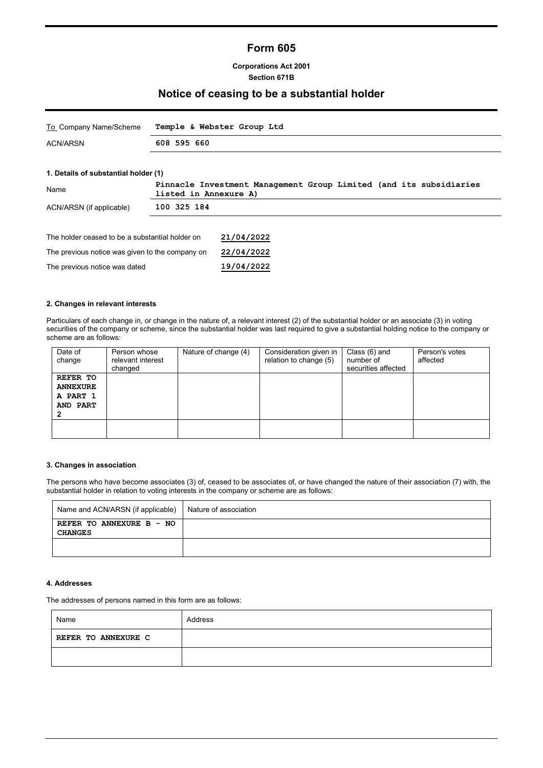# Form 605

**Corporations Act 2001**
**Section 671B**

## Notice of ceasing to be a substantial holder

| To Company Name/Scheme | Temple & Webster Group Ltd |
|---|---|
| ACN/ARSN | 608 595 660 |

**1. Details of substantial holder (1)**

| Name | Pinnacle Investment Management Group Limited (and its subsidiaries listed in Annexure A) |
|---|---|
| ACN/ARSN (if applicable) | 100 325 184 |

| | |
|---|---|
| The holder ceased to be a substantial holder on | 21/04/2022 |
| The previous notice was given to the company on | 22/04/2022 |
| The previous notice was dated | 19/04/2022 |

**2. Changes in relevant interests**

Particulars of each change in, or change in the nature of, a relevant interest (2) of the substantial holder or an associate (3) in voting securities of the company or scheme, since the substantial holder was last required to give a substantial holding notice to the company or scheme are as follows:

| Date of change | Person whose relevant interest changed | Nature of change (4) | Consideration given in relation to change (5) | Class (6) and number of securities affected | Person's votes affected |
|---|---|---|---|---|---|
| REFER TO ANNEXURE A PART 1 AND PART 2 | | | | | |
| | | | | | |

**3. Changes in association**

The persons who have become associates (3) of, ceased to be associates of, or have changed the nature of their association (7) with, the substantial holder in relation to voting interests in the company or scheme are as follows:

| Name and ACN/ARSN (if applicable) | Nature of association |
|---|---|
| REFER TO ANNEXURE B - NO CHANGES | |
| | |

**4. Addresses**

The addresses of persons named in this form are as follows:

| Name | Address |
|---|---|
| REFER TO ANNEXURE C | |
| | |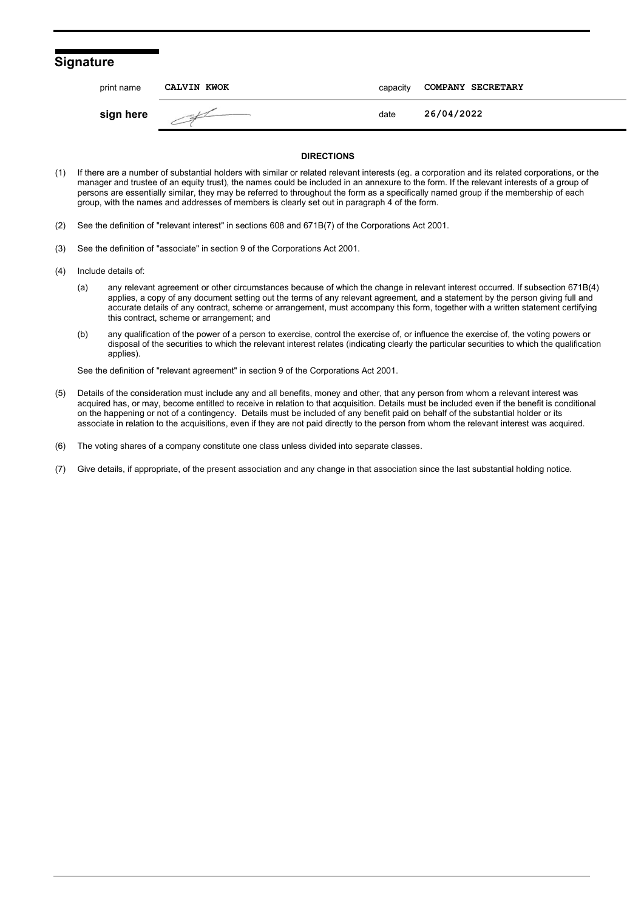## Signature

| print name | CALVIN KWOK | capacity | COMPANY SECRETARY |
|---|---|---|---|
| **sign here** | | date | 26/04/2022 |

**DIRECTIONS**

(1) If there are a number of substantial holders with similar or related relevant interests (eg. a corporation and its related corporations, or the manager and trustee of an equity trust), the names could be included in an annexure to the form. If the relevant interests of a group of persons are essentially similar, they may be referred to throughout the form as a specifically named group if the membership of each group, with the names and addresses of members is clearly set out in paragraph 4 of the form.

(2) See the definition of "relevant interest" in sections 608 and 671B(7) of the Corporations Act 2001.

(3) See the definition of "associate" in section 9 of the Corporations Act 2001.

(4) Include details of:

(a) any relevant agreement or other circumstances because of which the change in relevant interest occurred. If subsection 671B(4) applies, a copy of any document setting out the terms of any relevant agreement, and a statement by the person giving full and accurate details of any contract, scheme or arrangement, must accompany this form, together with a written statement certifying this contract, scheme or arrangement; and

(b) any qualification of the power of a person to exercise, control the exercise of, or influence the exercise of, the voting powers or disposal of the securities to which the relevant interest relates (indicating clearly the particular securities to which the qualification applies).

See the definition of "relevant agreement" in section 9 of the Corporations Act 2001.

(5) Details of the consideration must include any and all benefits, money and other, that any person from whom a relevant interest was acquired has, or may, become entitled to receive in relation to that acquisition. Details must be included even if the benefit is conditional on the happening or not of a contingency. Details must be included of any benefit paid on behalf of the substantial holder or its associate in relation to the acquisitions, even if they are not paid directly to the person from whom the relevant interest was acquired.

(6) The voting shares of a company constitute one class unless divided into separate classes.

(7) Give details, if appropriate, of the present association and any change in that association since the last substantial holding notice.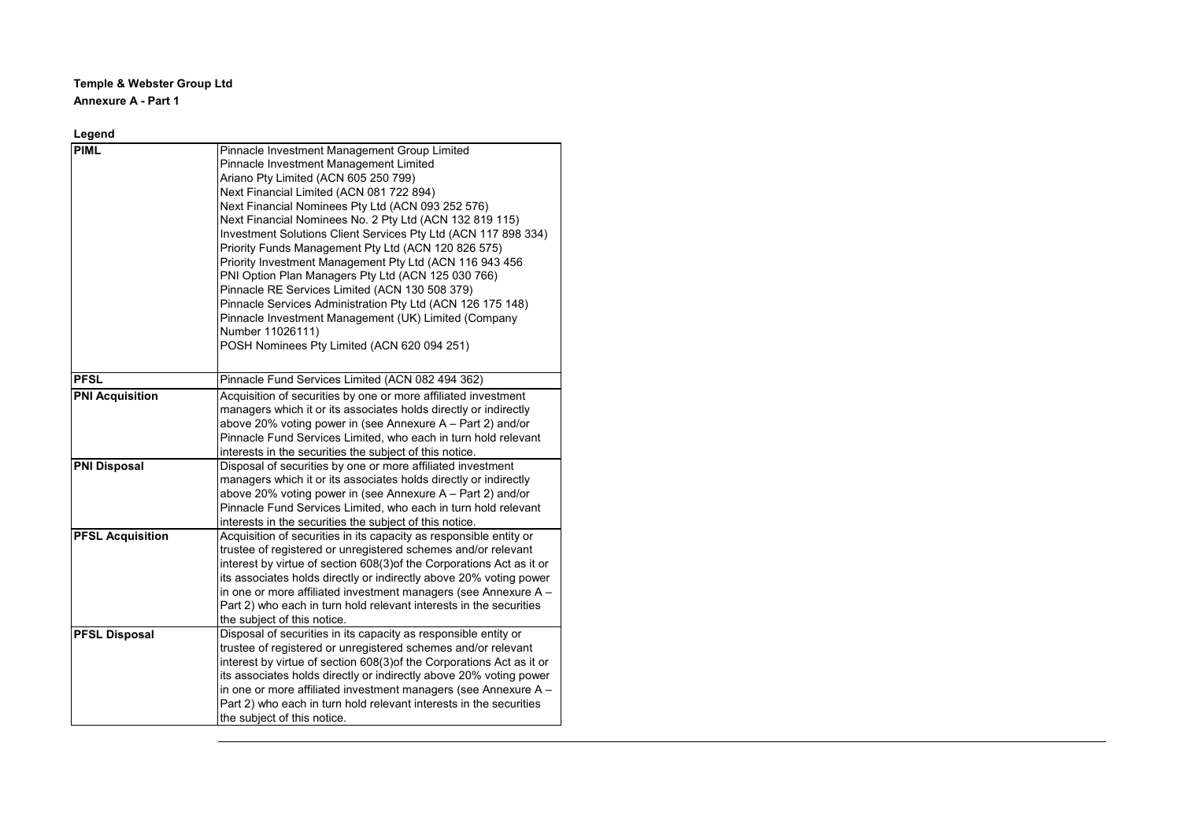**Temple & Webster Group Ltd**

**Annexure A - Part 1**

**Legend**

| | |
|---|---|
| **PIML** | Pinnacle Investment Management Group Limited<br>Pinnacle Investment Management Limited<br>Ariano Pty Limited (ACN 605 250 799)<br>Next Financial Limited (ACN 081 722 894)<br>Next Financial Nominees Pty Ltd (ACN 093 252 576)<br>Next Financial Nominees No. 2 Pty Ltd (ACN 132 819 115)<br>Investment Solutions Client Services Pty Ltd (ACN 117 898 334)<br>Priority Funds Management Pty Ltd (ACN 120 826 575)<br>Priority Investment Management Pty Ltd (ACN 116 943 456<br>PNI Option Plan Managers Pty Ltd (ACN 125 030 766)<br>Pinnacle RE Services Limited (ACN 130 508 379)<br>Pinnacle Services Administration Pty Ltd (ACN 126 175 148)<br>Pinnacle Investment Management (UK) Limited (Company Number 11026111)<br>POSH Nominees Pty Limited (ACN 620 094 251) |
| **PFSL** | Pinnacle Fund Services Limited (ACN 082 494 362) |
| **PNI Acquisition** | Acquisition of securities by one or more affiliated investment managers which it or its associates holds directly or indirectly above 20% voting power in (see Annexure A – Part 2) and/or Pinnacle Fund Services Limited, who each in turn hold relevant interests in the securities the subject of this notice. |
| **PNI Disposal** | Disposal of securities by one or more affiliated investment managers which it or its associates holds directly or indirectly above 20% voting power in (see Annexure A – Part 2) and/or Pinnacle Fund Services Limited, who each in turn hold relevant interests in the securities the subject of this notice. |
| **PFSL Acquisition** | Acquisition of securities in its capacity as responsible entity or trustee of registered or unregistered schemes and/or relevant interest by virtue of section 608(3)of the Corporations Act as it or its associates holds directly or indirectly above 20% voting power in one or more affiliated investment managers (see Annexure A – Part 2) who each in turn hold relevant interests in the securities the subject of this notice. |
| **PFSL Disposal** | Disposal of securities in its capacity as responsible entity or trustee of registered or unregistered schemes and/or relevant interest by virtue of section 608(3)of the Corporations Act as it or its associates holds directly or indirectly above 20% voting power in one or more affiliated investment managers (see Annexure A – Part 2) who each in turn hold relevant interests in the securities the subject of this notice. |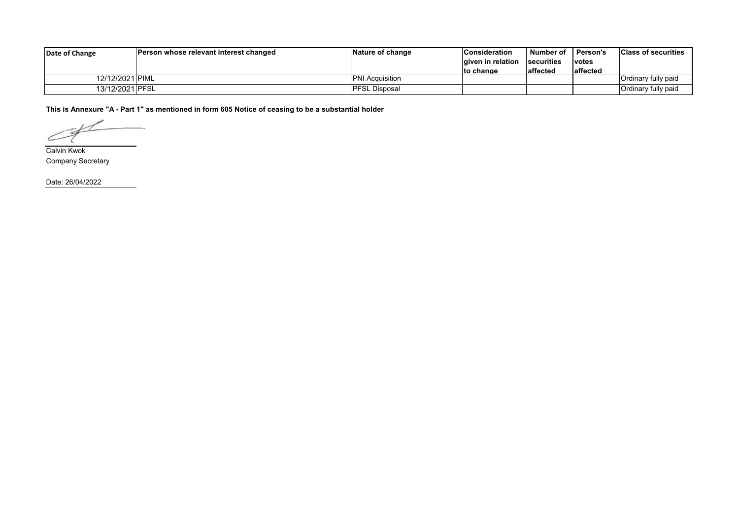| Date of Change | Person whose relevant interest changed | Nature of change | Consideration given in relation to change | Number of securities affected | Person's votes affected | Class of securities |
|---|---|---|---|---|---|---|
| 12/12/2021 | PIML | PNI Acquisition | | | | Ordinary fully paid |
| 13/12/2021 | PFSL | PFSL Disposal | | | | Ordinary fully paid |

**This is Annexure "A - Part 1" as mentioned in form 605 Notice of ceasing to be a substantial holder**

Calvin Kwok
Company Secretary

Date: 26/04/2022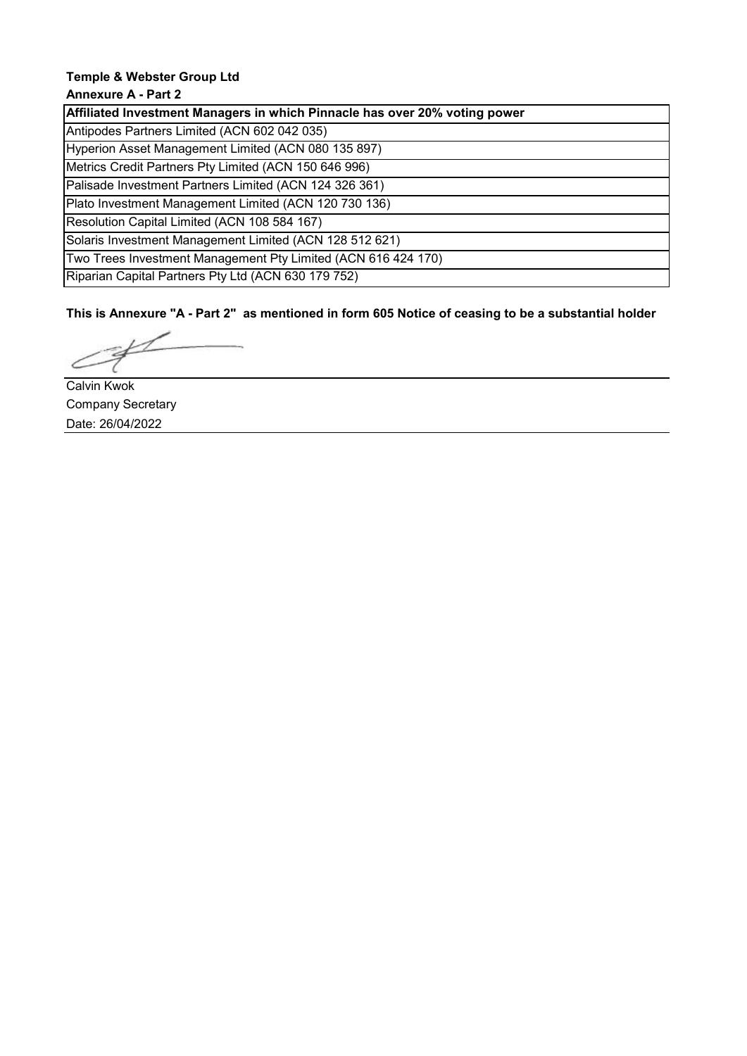**Temple & Webster Group Ltd**

**Annexure A - Part 2**

| Affiliated Investment Managers in which Pinnacle has over 20% voting power |
|---|
| Antipodes Partners Limited (ACN 602 042 035) |
| Hyperion Asset Management Limited (ACN 080 135 897) |
| Metrics Credit Partners Pty Limited (ACN 150 646 996) |
| Palisade Investment Partners Limited (ACN 124 326 361) |
| Plato Investment Management Limited (ACN 120 730 136) |
| Resolution Capital Limited (ACN 108 584 167) |
| Solaris Investment Management Limited (ACN 128 512 621) |
| Two Trees Investment Management Pty Limited (ACN 616 424 170) |
| Riparian Capital Partners Pty Ltd (ACN 630 179 752) |

**This is Annexure "A - Part 2" as mentioned in form 605 Notice of ceasing to be a substantial holder**

Calvin Kwok

Company Secretary

Date: 26/04/2022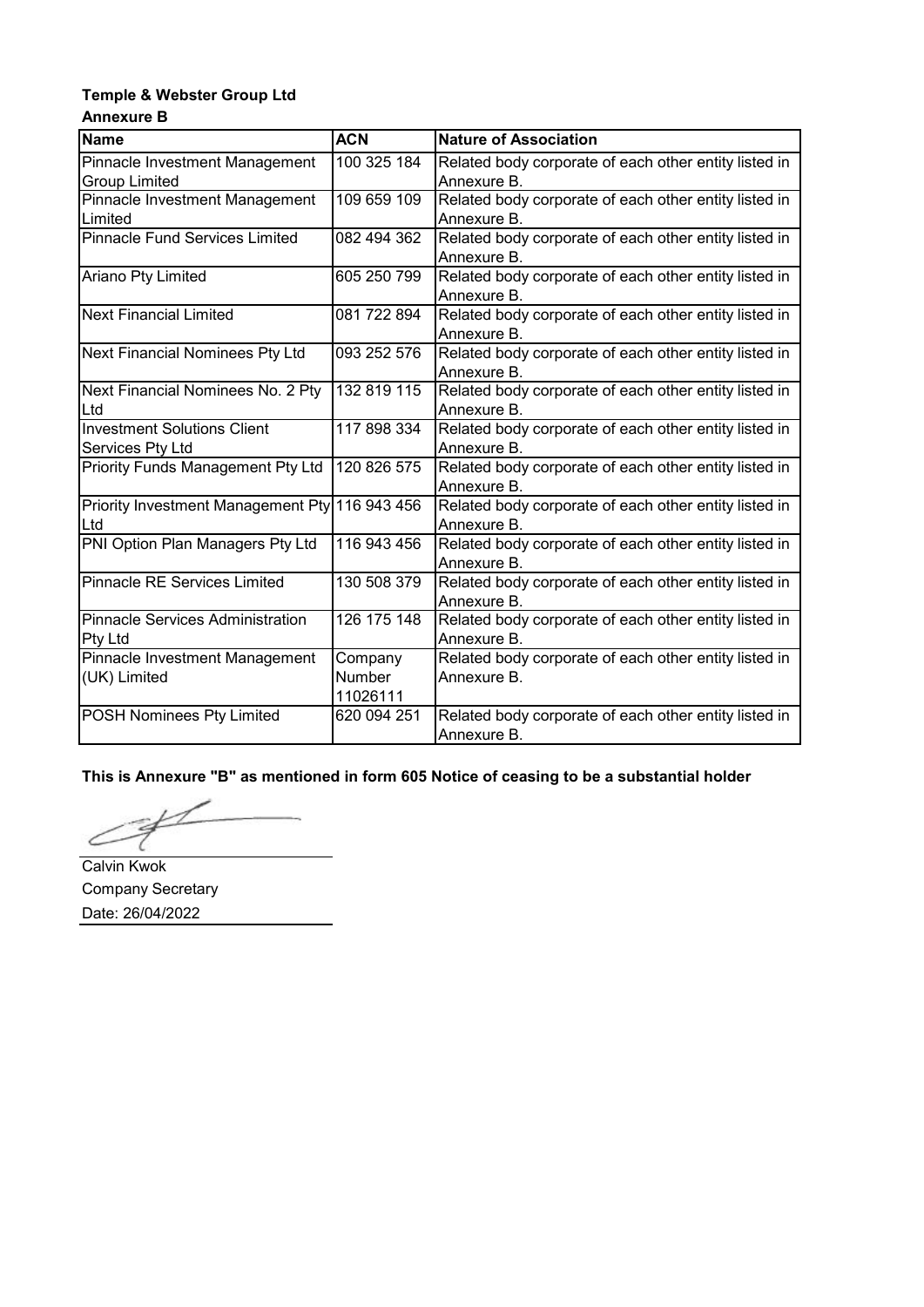**Temple & Webster Group Ltd**

**Annexure B**

| Name | ACN | Nature of Association |
|---|---|---|
| Pinnacle Investment Management Group Limited | 100 325 184 | Related body corporate of each other entity listed in Annexure B. |
| Pinnacle Investment Management Limited | 109 659 109 | Related body corporate of each other entity listed in Annexure B. |
| Pinnacle Fund Services Limited | 082 494 362 | Related body corporate of each other entity listed in Annexure B. |
| Ariano Pty Limited | 605 250 799 | Related body corporate of each other entity listed in Annexure B. |
| Next Financial Limited | 081 722 894 | Related body corporate of each other entity listed in Annexure B. |
| Next Financial Nominees Pty Ltd | 093 252 576 | Related body corporate of each other entity listed in Annexure B. |
| Next Financial Nominees No. 2 Pty Ltd | 132 819 115 | Related body corporate of each other entity listed in Annexure B. |
| Investment Solutions Client Services Pty Ltd | 117 898 334 | Related body corporate of each other entity listed in Annexure B. |
| Priority Funds Management Pty Ltd | 120 826 575 | Related body corporate of each other entity listed in Annexure B. |
| Priority Investment Management Pty Ltd | 116 943 456 | Related body corporate of each other entity listed in Annexure B. |
| PNI Option Plan Managers Pty Ltd | 116 943 456 | Related body corporate of each other entity listed in Annexure B. |
| Pinnacle RE Services Limited | 130 508 379 | Related body corporate of each other entity listed in Annexure B. |
| Pinnacle Services Administration Pty Ltd | 126 175 148 | Related body corporate of each other entity listed in Annexure B. |
| Pinnacle Investment Management (UK) Limited | Company Number 11026111 | Related body corporate of each other entity listed in Annexure B. |
| POSH Nominees Pty Limited | 620 094 251 | Related body corporate of each other entity listed in Annexure B. |

**This is Annexure "B" as mentioned in form 605 Notice of ceasing to be a substantial holder**

Calvin Kwok
Company Secretary
Date: 26/04/2022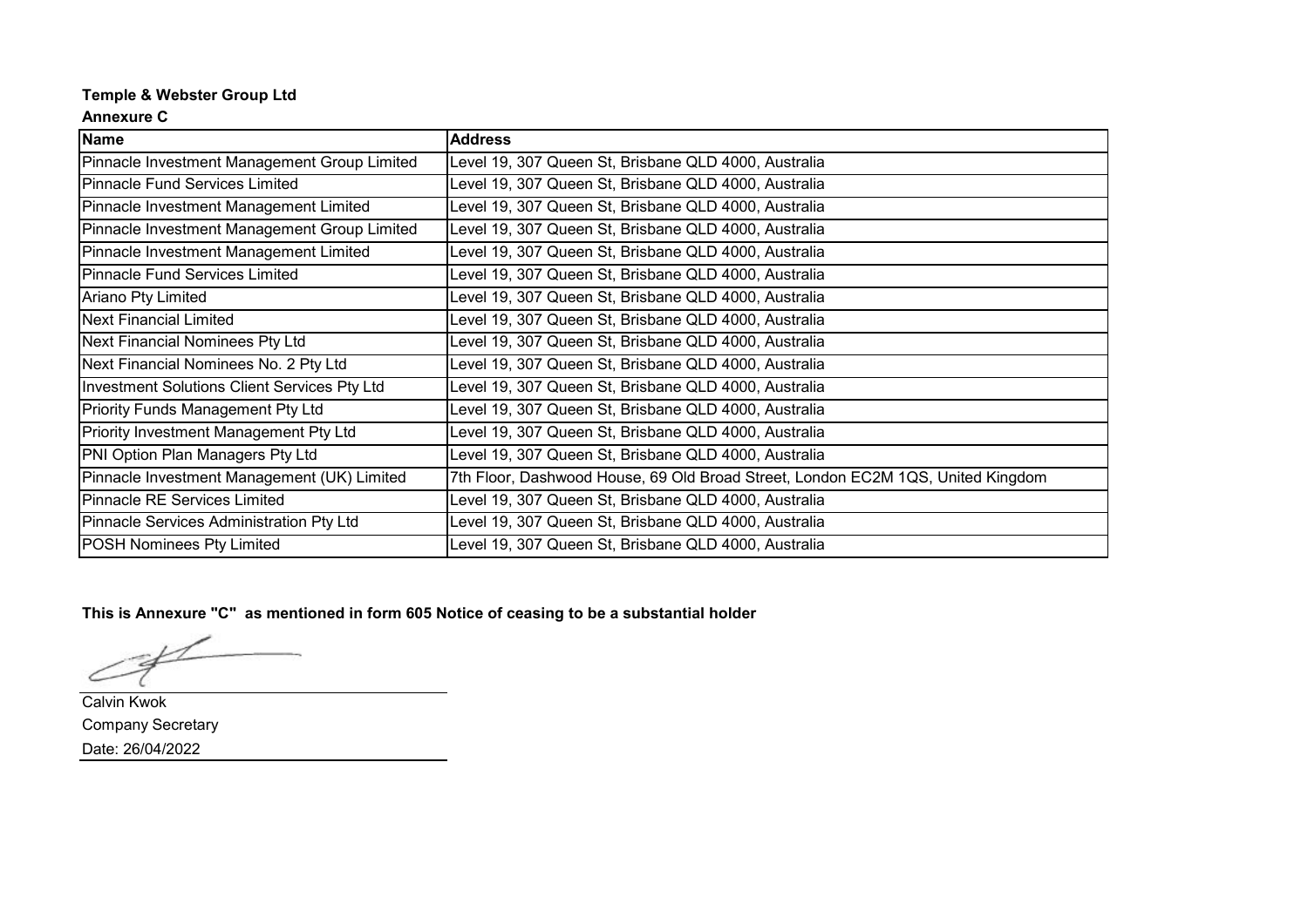**Temple & Webster Group Ltd**

**Annexure C**

| Name | Address |
|---|---|
| Pinnacle Investment Management Group Limited | Level 19, 307 Queen St, Brisbane QLD 4000, Australia |
| Pinnacle Fund Services Limited | Level 19, 307 Queen St, Brisbane QLD 4000, Australia |
| Pinnacle Investment Management Limited | Level 19, 307 Queen St, Brisbane QLD 4000, Australia |
| Pinnacle Investment Management Group Limited | Level 19, 307 Queen St, Brisbane QLD 4000, Australia |
| Pinnacle Investment Management Limited | Level 19, 307 Queen St, Brisbane QLD 4000, Australia |
| Pinnacle Fund Services Limited | Level 19, 307 Queen St, Brisbane QLD 4000, Australia |
| Ariano Pty Limited | Level 19, 307 Queen St, Brisbane QLD 4000, Australia |
| Next Financial Limited | Level 19, 307 Queen St, Brisbane QLD 4000, Australia |
| Next Financial Nominees Pty Ltd | Level 19, 307 Queen St, Brisbane QLD 4000, Australia |
| Next Financial Nominees No. 2 Pty Ltd | Level 19, 307 Queen St, Brisbane QLD 4000, Australia |
| Investment Solutions Client Services Pty Ltd | Level 19, 307 Queen St, Brisbane QLD 4000, Australia |
| Priority Funds Management Pty Ltd | Level 19, 307 Queen St, Brisbane QLD 4000, Australia |
| Priority Investment Management Pty Ltd | Level 19, 307 Queen St, Brisbane QLD 4000, Australia |
| PNI Option Plan Managers Pty Ltd | Level 19, 307 Queen St, Brisbane QLD 4000, Australia |
| Pinnacle Investment Management (UK) Limited | 7th Floor, Dashwood House, 69 Old Broad Street, London EC2M 1QS, United Kingdom |
| Pinnacle RE Services Limited | Level 19, 307 Queen St, Brisbane QLD 4000, Australia |
| Pinnacle Services Administration Pty Ltd | Level 19, 307 Queen St, Brisbane QLD 4000, Australia |
| POSH Nominees Pty Limited | Level 19, 307 Queen St, Brisbane QLD 4000, Australia |

**This is Annexure "C" as mentioned in form 605 Notice of ceasing to be a substantial holder**

Calvin Kwok
Company Secretary
Date: 26/04/2022